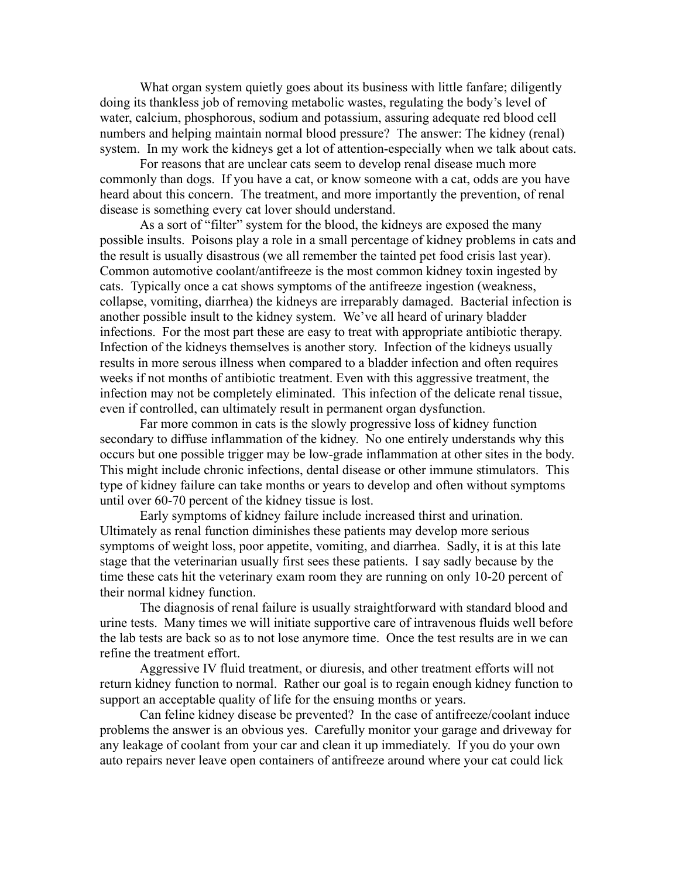What organ system quietly goes about its business with little fanfare; diligently doing its thankless job of removing metabolic wastes, regulating the body's level of water, calcium, phosphorous, sodium and potassium, assuring adequate red blood cell numbers and helping maintain normal blood pressure? The answer: The kidney (renal) system. In my work the kidneys get a lot of attention-especially when we talk about cats.

For reasons that are unclear cats seem to develop renal disease much more commonly than dogs. If you have a cat, or know someone with a cat, odds are you have heard about this concern. The treatment, and more importantly the prevention, of renal disease is something every cat lover should understand.

As a sort of "filter" system for the blood, the kidneys are exposed the many possible insults. Poisons play a role in a small percentage of kidney problems in cats and the result is usually disastrous (we all remember the tainted pet food crisis last year). Common automotive coolant/antifreeze is the most common kidney toxin ingested by cats. Typically once a cat shows symptoms of the antifreeze ingestion (weakness, collapse, vomiting, diarrhea) the kidneys are irreparably damaged. Bacterial infection is another possible insult to the kidney system. We've all heard of urinary bladder infections. For the most part these are easy to treat with appropriate antibiotic therapy. Infection of the kidneys themselves is another story. Infection of the kidneys usually results in more serous illness when compared to a bladder infection and often requires weeks if not months of antibiotic treatment. Even with this aggressive treatment, the infection may not be completely eliminated. This infection of the delicate renal tissue, even if controlled, can ultimately result in permanent organ dysfunction.

Far more common in cats is the slowly progressive loss of kidney function secondary to diffuse inflammation of the kidney. No one entirely understands why this occurs but one possible trigger may be low-grade inflammation at other sites in the body. This might include chronic infections, dental disease or other immune stimulators. This type of kidney failure can take months or years to develop and often without symptoms until over 60-70 percent of the kidney tissue is lost.

Early symptoms of kidney failure include increased thirst and urination. Ultimately as renal function diminishes these patients may develop more serious symptoms of weight loss, poor appetite, vomiting, and diarrhea. Sadly, it is at this late stage that the veterinarian usually first sees these patients. I say sadly because by the time these cats hit the veterinary exam room they are running on only 10-20 percent of their normal kidney function.

The diagnosis of renal failure is usually straightforward with standard blood and urine tests. Many times we will initiate supportive care of intravenous fluids well before the lab tests are back so as to not lose anymore time. Once the test results are in we can refine the treatment effort.

Aggressive IV fluid treatment, or diuresis, and other treatment efforts will not return kidney function to normal. Rather our goal is to regain enough kidney function to support an acceptable quality of life for the ensuing months or years.

Can feline kidney disease be prevented? In the case of antifreeze/coolant induce problems the answer is an obvious yes. Carefully monitor your garage and driveway for any leakage of coolant from your car and clean it up immediately. If you do your own auto repairs never leave open containers of antifreeze around where your cat could lick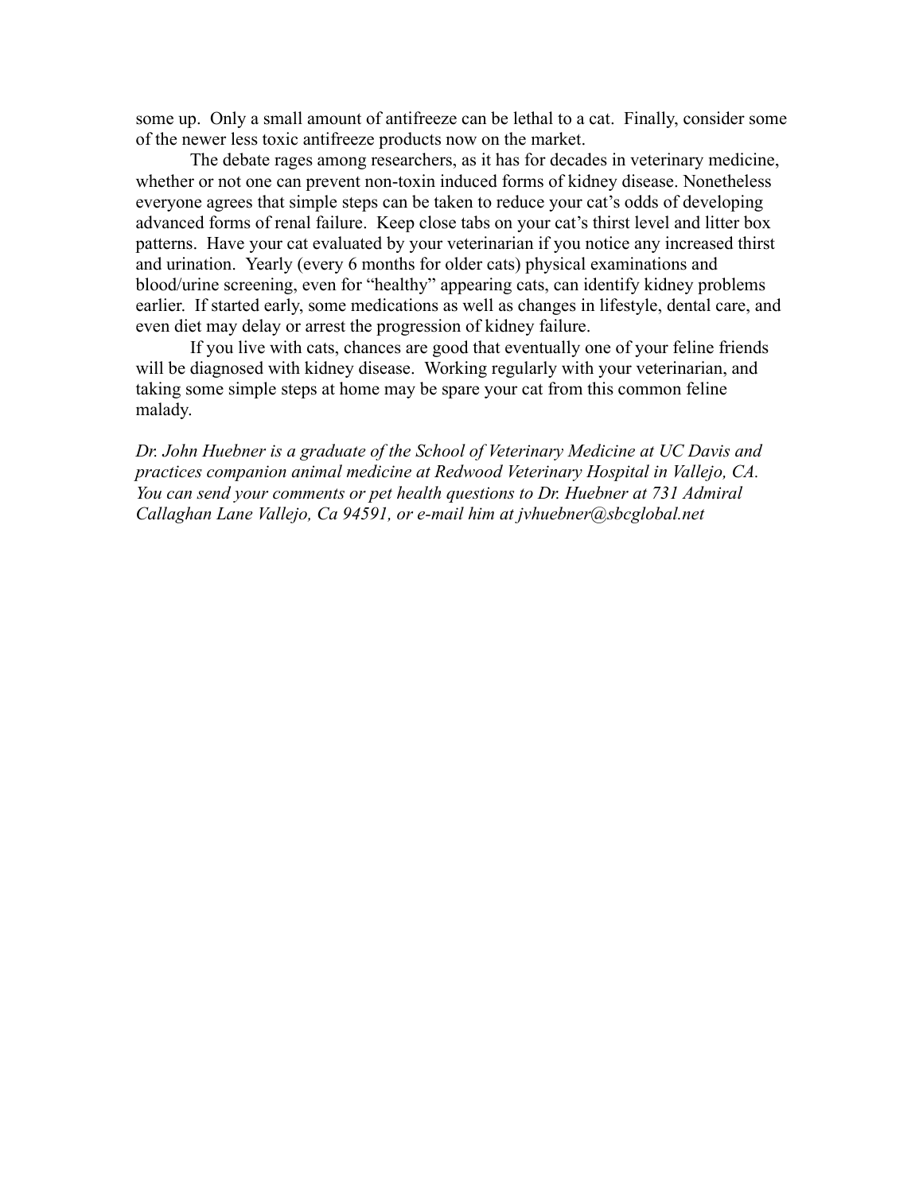some up. Only a small amount of antifreeze can be lethal to a cat. Finally, consider some of the newer less toxic antifreeze products now on the market.

The debate rages among researchers, as it has for decades in veterinary medicine, whether or not one can prevent non-toxin induced forms of kidney disease. Nonetheless everyone agrees that simple steps can be taken to reduce your cat's odds of developing advanced forms of renal failure. Keep close tabs on your cat's thirst level and litter box patterns. Have your cat evaluated by your veterinarian if you notice any increased thirst and urination. Yearly (every 6 months for older cats) physical examinations and blood/urine screening, even for "healthy" appearing cats, can identify kidney problems earlier. If started early, some medications as well as changes in lifestyle, dental care, and even diet may delay or arrest the progression of kidney failure.

If you live with cats, chances are good that eventually one of your feline friends will be diagnosed with kidney disease. Working regularly with your veterinarian, and taking some simple steps at home may be spare your cat from this common feline malady.

*Dr. John Huebner is a graduate of the School of Veterinary Medicine at UC Davis and practices companion animal medicine at Redwood Veterinary Hospital in Vallejo, CA. You can send your comments or pet health questions to Dr. Huebner at 731 Admiral Callaghan Lane Vallejo, Ca 94591, or e-mail him at jvhuebner@sbcglobal.net*